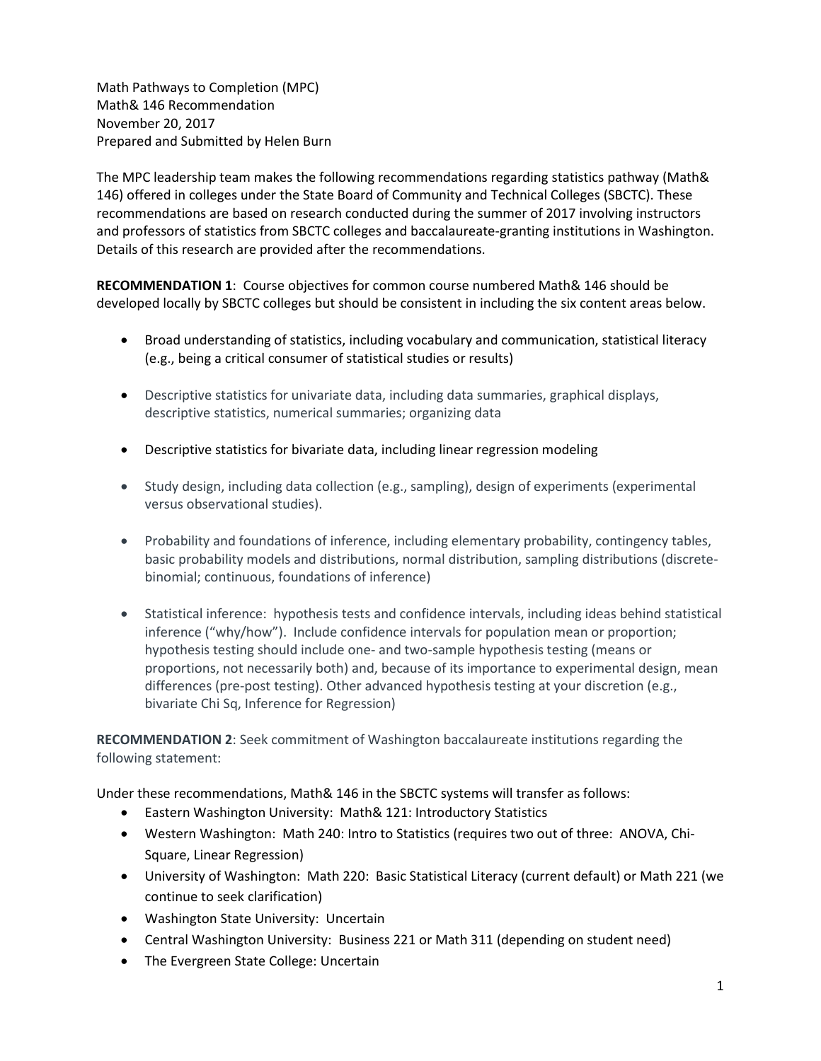Math Pathways to Completion (MPC)
Math& 146 Recommendation
November 20, 2017
Prepared and Submitted by Helen Burn

The MPC leadership team makes the following recommendations regarding statistics pathway (Math& 146) offered in colleges under the State Board of Community and Technical Colleges (SBCTC). These recommendations are based on research conducted during the summer of 2017 involving instructors and professors of statistics from SBCTC colleges and baccalaureate-granting institutions in Washington. Details of this research are provided after the recommendations.

**RECOMMENDATION 1**: Course objectives for common course numbered Math& 146 should be developed locally by SBCTC colleges but should be consistent in including the six content areas below.

- Broad understanding of statistics, including vocabulary and communication, statistical literacy (e.g., being a critical consumer of statistical studies or results)
- Descriptive statistics for univariate data, including data summaries, graphical displays, descriptive statistics, numerical summaries; organizing data
- Descriptive statistics for bivariate data, including linear regression modeling
- Study design, including data collection (e.g., sampling), design of experiments (experimental versus observational studies).
- Probability and foundations of inference, including elementary probability, contingency tables, basic probability models and distributions, normal distribution, sampling distributions (discrete-binomial; continuous, foundations of inference)
- Statistical inference: hypothesis tests and confidence intervals, including ideas behind statistical inference ("why/how"). Include confidence intervals for population mean or proportion; hypothesis testing should include one- and two-sample hypothesis testing (means or proportions, not necessarily both) and, because of its importance to experimental design, mean differences (pre-post testing). Other advanced hypothesis testing at your discretion (e.g., bivariate Chi Sq, Inference for Regression)

**RECOMMENDATION 2**: Seek commitment of Washington baccalaureate institutions regarding the following statement:

Under these recommendations, Math& 146 in the SBCTC systems will transfer as follows:

- Eastern Washington University: Math& 121: Introductory Statistics
- Western Washington: Math 240: Intro to Statistics (requires two out of three: ANOVA, Chi-Square, Linear Regression)
- University of Washington: Math 220: Basic Statistical Literacy (current default) or Math 221 (we continue to seek clarification)
- Washington State University: Uncertain
- Central Washington University: Business 221 or Math 311 (depending on student need)
- The Evergreen State College: Uncertain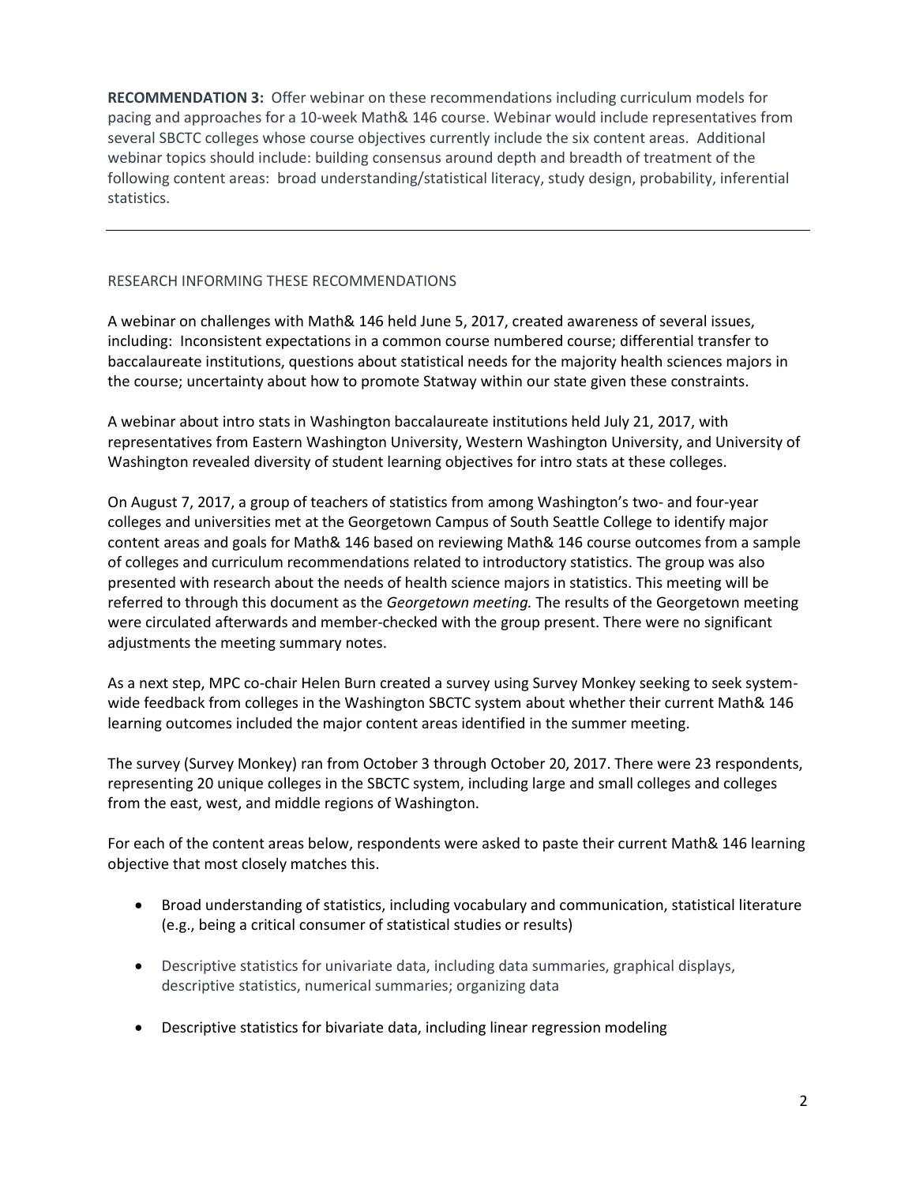**RECOMMENDATION 3:** Offer webinar on these recommendations including curriculum models for pacing and approaches for a 10-week Math& 146 course. Webinar would include representatives from several SBCTC colleges whose course objectives currently include the six content areas. Additional webinar topics should include: building consensus around depth and breadth of treatment of the following content areas: broad understanding/statistical literacy, study design, probability, inferential statistics.

---

RESEARCH INFORMING THESE RECOMMENDATIONS

A webinar on challenges with Math& 146 held June 5, 2017, created awareness of several issues, including: Inconsistent expectations in a common course numbered course; differential transfer to baccalaureate institutions, questions about statistical needs for the majority health sciences majors in the course; uncertainty about how to promote Statway within our state given these constraints.

A webinar about intro stats in Washington baccalaureate institutions held July 21, 2017, with representatives from Eastern Washington University, Western Washington University, and University of Washington revealed diversity of student learning objectives for intro stats at these colleges.

On August 7, 2017, a group of teachers of statistics from among Washington's two- and four-year colleges and universities met at the Georgetown Campus of South Seattle College to identify major content areas and goals for Math& 146 based on reviewing Math& 146 course outcomes from a sample of colleges and curriculum recommendations related to introductory statistics. The group was also presented with research about the needs of health science majors in statistics. This meeting will be referred to through this document as the *Georgetown meeting.* The results of the Georgetown meeting were circulated afterwards and member-checked with the group present. There were no significant adjustments the meeting summary notes.

As a next step, MPC co-chair Helen Burn created a survey using Survey Monkey seeking to seek system-wide feedback from colleges in the Washington SBCTC system about whether their current Math& 146 learning outcomes included the major content areas identified in the summer meeting.

The survey (Survey Monkey) ran from October 3 through October 20, 2017. There were 23 respondents, representing 20 unique colleges in the SBCTC system, including large and small colleges and colleges from the east, west, and middle regions of Washington.

For each of the content areas below, respondents were asked to paste their current Math& 146 learning objective that most closely matches this.

- Broad understanding of statistics, including vocabulary and communication, statistical literature (e.g., being a critical consumer of statistical studies or results)
- Descriptive statistics for univariate data, including data summaries, graphical displays, descriptive statistics, numerical summaries; organizing data
- Descriptive statistics for bivariate data, including linear regression modeling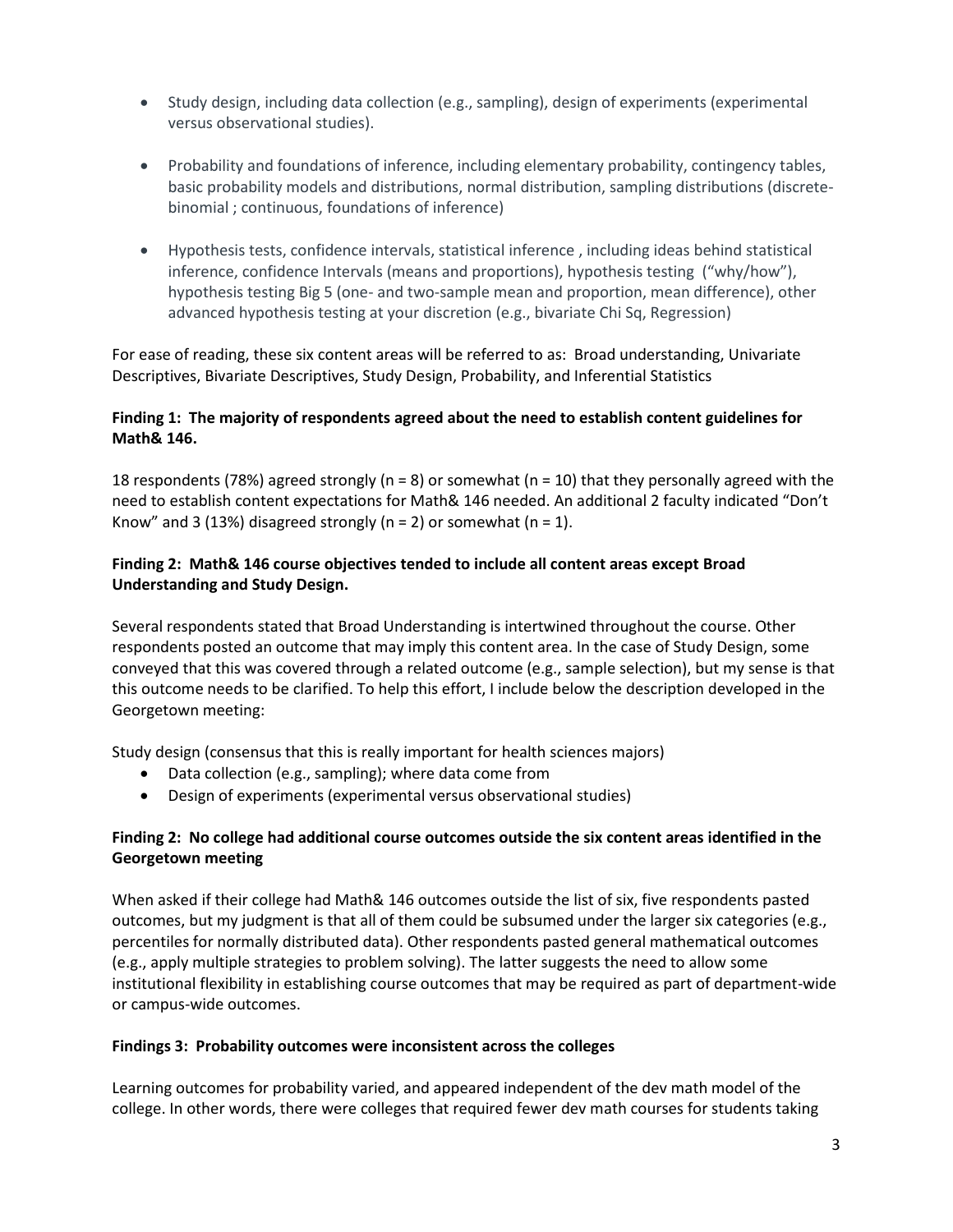- Study design, including data collection (e.g., sampling), design of experiments (experimental versus observational studies).

- Probability and foundations of inference, including elementary probability, contingency tables, basic probability models and distributions, normal distribution, sampling distributions (discrete-binomial ; continuous, foundations of inference)

- Hypothesis tests, confidence intervals, statistical inference , including ideas behind statistical inference, confidence Intervals (means and proportions), hypothesis testing ("why/how"), hypothesis testing Big 5 (one- and two-sample mean and proportion, mean difference), other advanced hypothesis testing at your discretion (e.g., bivariate Chi Sq, Regression)

For ease of reading, these six content areas will be referred to as: Broad understanding, Univariate Descriptives, Bivariate Descriptives, Study Design, Probability, and Inferential Statistics

**Finding 1: The majority of respondents agreed about the need to establish content guidelines for Math& 146.**

18 respondents (78%) agreed strongly (n = 8) or somewhat (n = 10) that they personally agreed with the need to establish content expectations for Math& 146 needed. An additional 2 faculty indicated "Don't Know" and 3 (13%) disagreed strongly (n = 2) or somewhat (n = 1).

**Finding 2: Math& 146 course objectives tended to include all content areas except Broad Understanding and Study Design.**

Several respondents stated that Broad Understanding is intertwined throughout the course. Other respondents posted an outcome that may imply this content area. In the case of Study Design, some conveyed that this was covered through a related outcome (e.g., sample selection), but my sense is that this outcome needs to be clarified. To help this effort, I include below the description developed in the Georgetown meeting:

Study design (consensus that this is really important for health sciences majors)

- Data collection (e.g., sampling); where data come from
- Design of experiments (experimental versus observational studies)

**Finding 2: No college had additional course outcomes outside the six content areas identified in the Georgetown meeting**

When asked if their college had Math& 146 outcomes outside the list of six, five respondents pasted outcomes, but my judgment is that all of them could be subsumed under the larger six categories (e.g., percentiles for normally distributed data). Other respondents pasted general mathematical outcomes (e.g., apply multiple strategies to problem solving). The latter suggests the need to allow some institutional flexibility in establishing course outcomes that may be required as part of department-wide or campus-wide outcomes.

**Findings 3: Probability outcomes were inconsistent across the colleges**

Learning outcomes for probability varied, and appeared independent of the dev math model of the college. In other words, there were colleges that required fewer dev math courses for students taking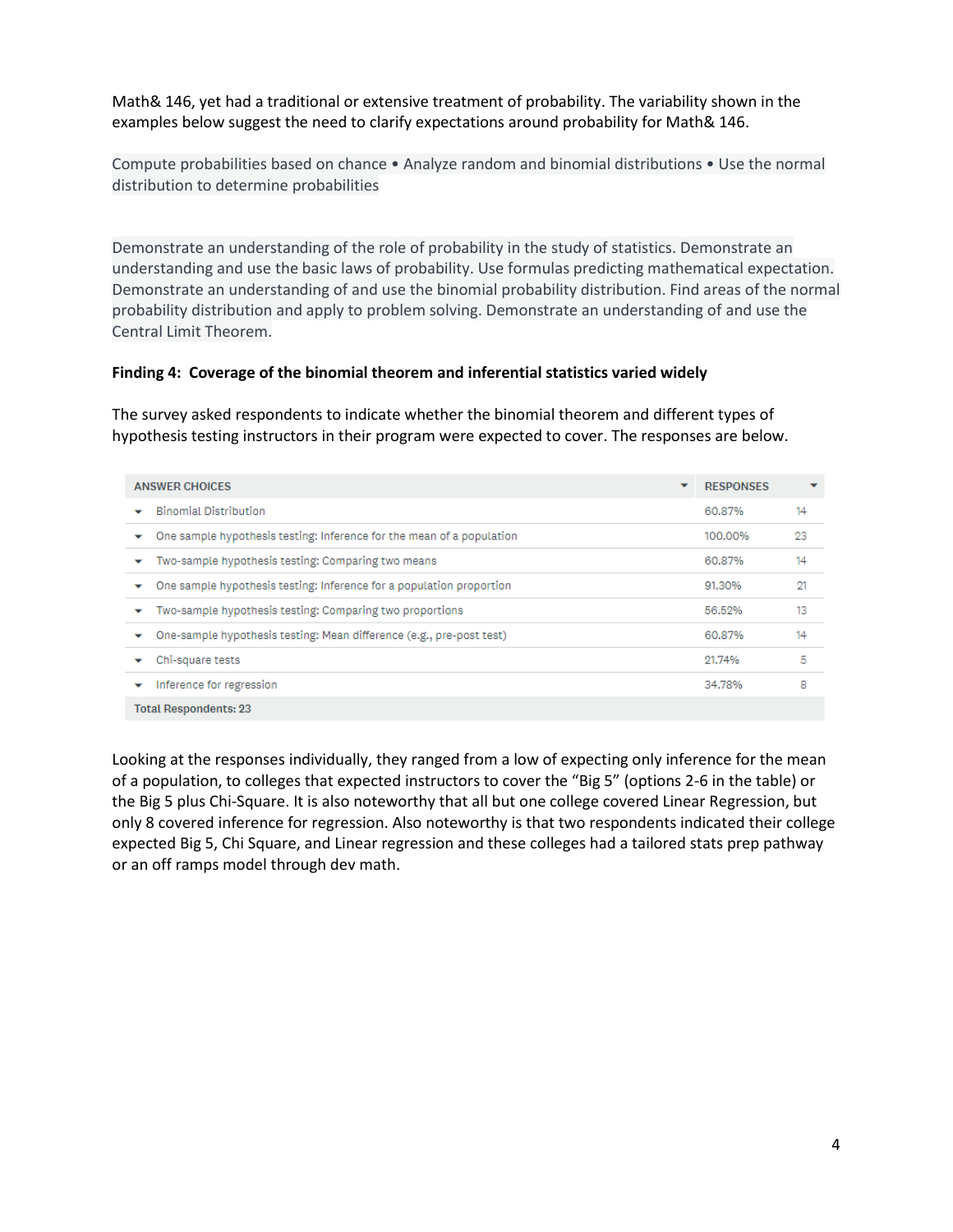Math& 146, yet had a traditional or extensive treatment of probability. The variability shown in the examples below suggest the need to clarify expectations around probability for Math& 146.

Compute probabilities based on chance • Analyze random and binomial distributions • Use the normal distribution to determine probabilities

Demonstrate an understanding of the role of probability in the study of statistics. Demonstrate an understanding and use the basic laws of probability. Use formulas predicting mathematical expectation. Demonstrate an understanding of and use the binomial probability distribution. Find areas of the normal probability distribution and apply to problem solving. Demonstrate an understanding of and use the Central Limit Theorem.

**Finding 4: Coverage of the binomial theorem and inferential statistics varied widely**

The survey asked respondents to indicate whether the binomial theorem and different types of hypothesis testing instructors in their program were expected to cover. The responses are below.

| ANSWER CHOICES | RESPONSES | |
|---|---|---|
| Binomial Distribution | 60.87% | 14 |
| One sample hypothesis testing: Inference for the mean of a population | 100.00% | 23 |
| Two-sample hypothesis testing: Comparing two means | 60.87% | 14 |
| One sample hypothesis testing: Inference for a population proportion | 91.30% | 21 |
| Two-sample hypothesis testing: Comparing two proportions | 56.52% | 13 |
| One-sample hypothesis testing: Mean difference (e.g., pre-post test) | 60.87% | 14 |
| Chi-square tests | 21.74% | 5 |
| Inference for regression | 34.78% | 8 |
| Total Respondents: 23 | | |

Looking at the responses individually, they ranged from a low of expecting only inference for the mean of a population, to colleges that expected instructors to cover the "Big 5" (options 2-6 in the table) or the Big 5 plus Chi-Square. It is also noteworthy that all but one college covered Linear Regression, but only 8 covered inference for regression. Also noteworthy is that two respondents indicated their college expected Big 5, Chi Square, and Linear regression and these colleges had a tailored stats prep pathway or an off ramps model through dev math.